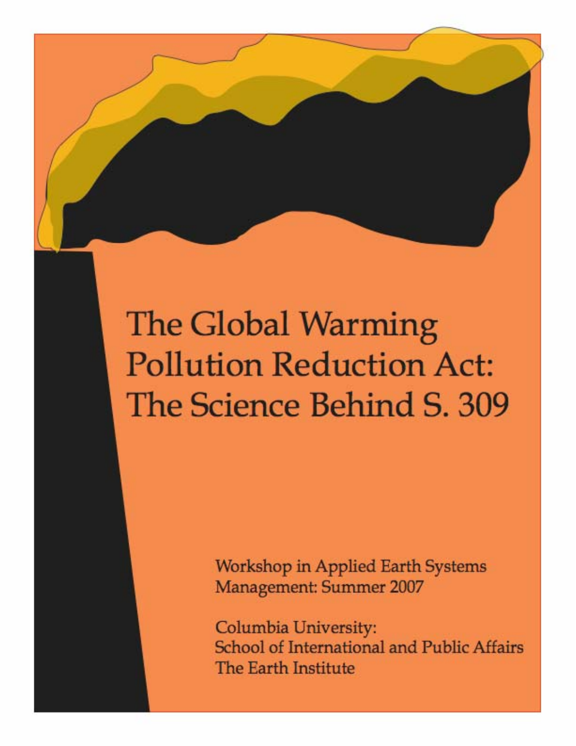# The Global Warming Pollution Reduction Act: The Science Behind S. 309

Workshop in Applied Earth Systems Management: Summer 2007

Columbia University:
School of International and Public Affairs
The Earth Institute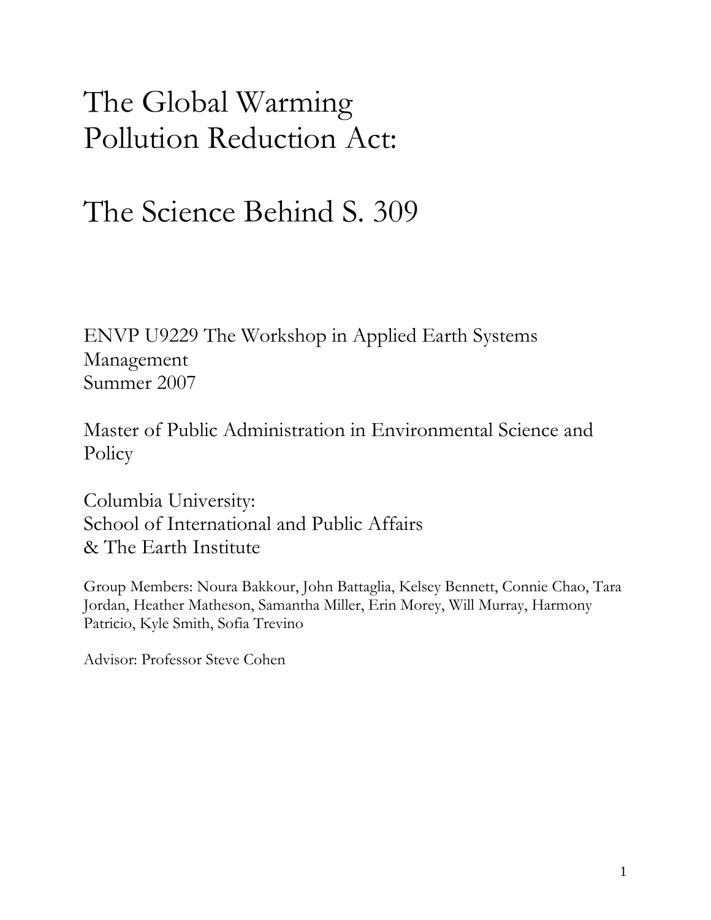# The Global Warming Pollution Reduction Act:

# The Science Behind S. 309

ENVP U9229 The Workshop in Applied Earth Systems Management
Summer 2007

Master of Public Administration in Environmental Science and Policy

Columbia University:
School of International and Public Affairs
& The Earth Institute

Group Members: Noura Bakkour, John Battaglia, Kelsey Bennett, Connie Chao, Tara Jordan, Heather Matheson, Samantha Miller, Erin Morey, Will Murray, Harmony Patricio, Kyle Smith, Sofia Trevino

Advisor: Professor Steve Cohen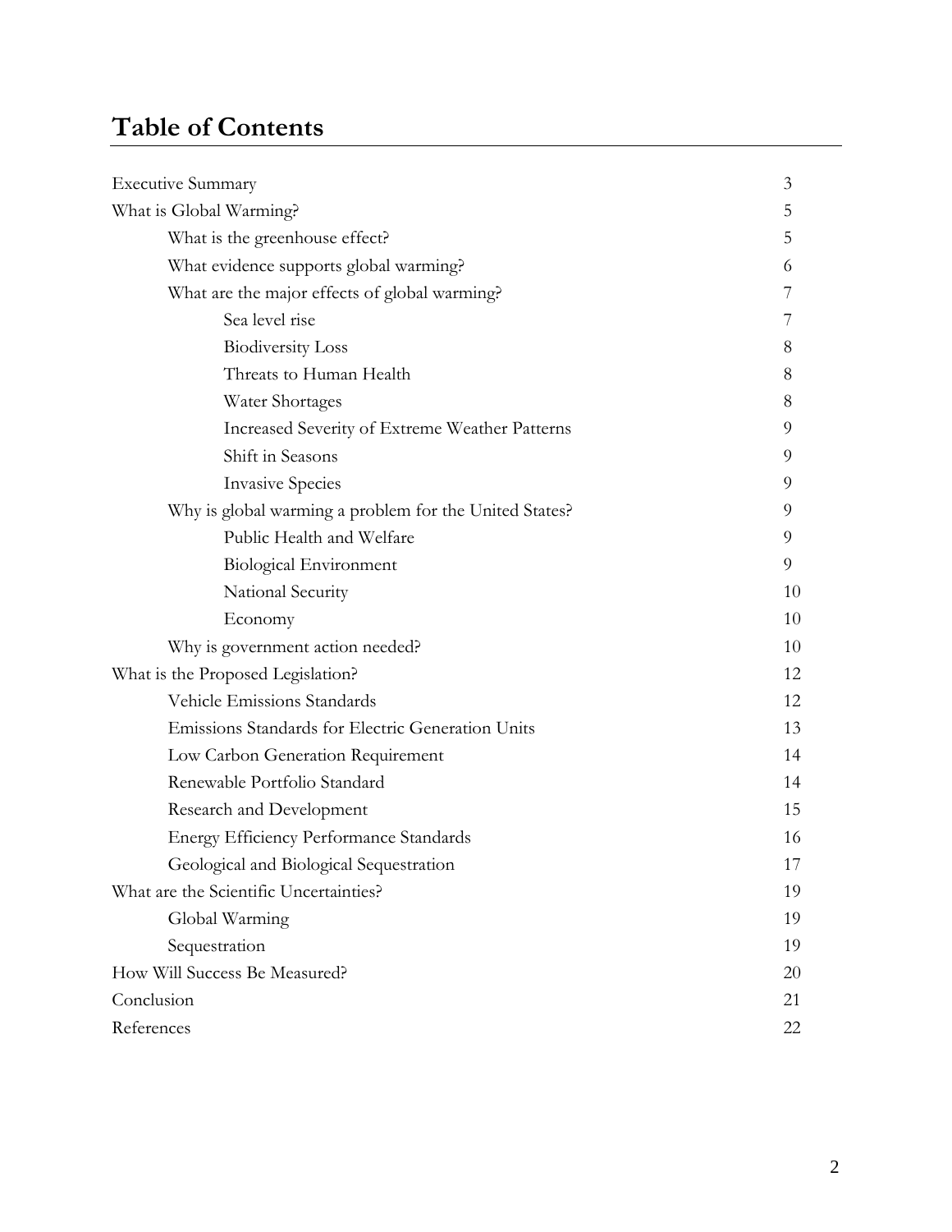# Table of Contents

| | |
|---|---|
| Executive Summary | 3 |
| What is Global Warming? | 5 |
| &nbsp;&nbsp;&nbsp;&nbsp;What is the greenhouse effect? | 5 |
| &nbsp;&nbsp;&nbsp;&nbsp;What evidence supports global warming? | 6 |
| &nbsp;&nbsp;&nbsp;&nbsp;What are the major effects of global warming? | 7 |
| &nbsp;&nbsp;&nbsp;&nbsp;&nbsp;&nbsp;&nbsp;&nbsp;Sea level rise | 7 |
| &nbsp;&nbsp;&nbsp;&nbsp;&nbsp;&nbsp;&nbsp;&nbsp;Biodiversity Loss | 8 |
| &nbsp;&nbsp;&nbsp;&nbsp;&nbsp;&nbsp;&nbsp;&nbsp;Threats to Human Health | 8 |
| &nbsp;&nbsp;&nbsp;&nbsp;&nbsp;&nbsp;&nbsp;&nbsp;Water Shortages | 8 |
| &nbsp;&nbsp;&nbsp;&nbsp;&nbsp;&nbsp;&nbsp;&nbsp;Increased Severity of Extreme Weather Patterns | 9 |
| &nbsp;&nbsp;&nbsp;&nbsp;&nbsp;&nbsp;&nbsp;&nbsp;Shift in Seasons | 9 |
| &nbsp;&nbsp;&nbsp;&nbsp;&nbsp;&nbsp;&nbsp;&nbsp;Invasive Species | 9 |
| &nbsp;&nbsp;&nbsp;&nbsp;Why is global warming a problem for the United States? | 9 |
| &nbsp;&nbsp;&nbsp;&nbsp;&nbsp;&nbsp;&nbsp;&nbsp;Public Health and Welfare | 9 |
| &nbsp;&nbsp;&nbsp;&nbsp;&nbsp;&nbsp;&nbsp;&nbsp;Biological Environment | 9 |
| &nbsp;&nbsp;&nbsp;&nbsp;&nbsp;&nbsp;&nbsp;&nbsp;National Security | 10 |
| &nbsp;&nbsp;&nbsp;&nbsp;&nbsp;&nbsp;&nbsp;&nbsp;Economy | 10 |
| &nbsp;&nbsp;&nbsp;&nbsp;Why is government action needed? | 10 |
| What is the Proposed Legislation? | 12 |
| &nbsp;&nbsp;&nbsp;&nbsp;Vehicle Emissions Standards | 12 |
| &nbsp;&nbsp;&nbsp;&nbsp;Emissions Standards for Electric Generation Units | 13 |
| &nbsp;&nbsp;&nbsp;&nbsp;Low Carbon Generation Requirement | 14 |
| &nbsp;&nbsp;&nbsp;&nbsp;Renewable Portfolio Standard | 14 |
| &nbsp;&nbsp;&nbsp;&nbsp;Research and Development | 15 |
| &nbsp;&nbsp;&nbsp;&nbsp;Energy Efficiency Performance Standards | 16 |
| &nbsp;&nbsp;&nbsp;&nbsp;Geological and Biological Sequestration | 17 |
| What are the Scientific Uncertainties? | 19 |
| &nbsp;&nbsp;&nbsp;&nbsp;Global Warming | 19 |
| &nbsp;&nbsp;&nbsp;&nbsp;Sequestration | 19 |
| How Will Success Be Measured? | 20 |
| Conclusion | 21 |
| References | 22 |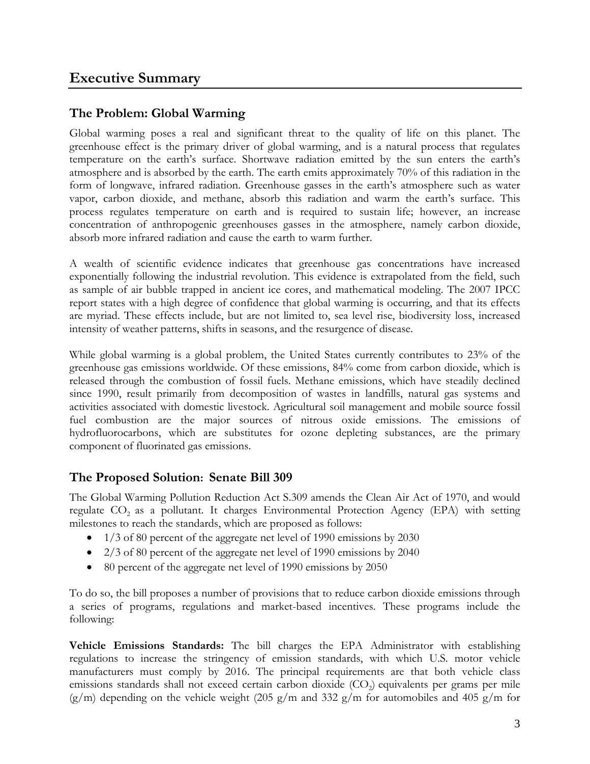# Executive Summary

## The Problem: Global Warming

Global warming poses a real and significant threat to the quality of life on this planet. The greenhouse effect is the primary driver of global warming, and is a natural process that regulates temperature on the earth's surface. Shortwave radiation emitted by the sun enters the earth's atmosphere and is absorbed by the earth. The earth emits approximately 70% of this radiation in the form of longwave, infrared radiation. Greenhouse gasses in the earth's atmosphere such as water vapor, carbon dioxide, and methane, absorb this radiation and warm the earth's surface. This process regulates temperature on earth and is required to sustain life; however, an increase concentration of anthropogenic greenhouses gasses in the atmosphere, namely carbon dioxide, absorb more infrared radiation and cause the earth to warm further.

A wealth of scientific evidence indicates that greenhouse gas concentrations have increased exponentially following the industrial revolution. This evidence is extrapolated from the field, such as sample of air bubble trapped in ancient ice cores, and mathematical modeling. The 2007 IPCC report states with a high degree of confidence that global warming is occurring, and that its effects are myriad. These effects include, but are not limited to, sea level rise, biodiversity loss, increased intensity of weather patterns, shifts in seasons, and the resurgence of disease.

While global warming is a global problem, the United States currently contributes to 23% of the greenhouse gas emissions worldwide. Of these emissions, 84% come from carbon dioxide, which is released through the combustion of fossil fuels. Methane emissions, which have steadily declined since 1990, result primarily from decomposition of wastes in landfills, natural gas systems and activities associated with domestic livestock. Agricultural soil management and mobile source fossil fuel combustion are the major sources of nitrous oxide emissions. The emissions of hydrofluorocarbons, which are substitutes for ozone depleting substances, are the primary component of fluorinated gas emissions.

## The Proposed Solution: Senate Bill 309

The Global Warming Pollution Reduction Act S.309 amends the Clean Air Act of 1970, and would regulate $CO_2$ as a pollutant. It charges Environmental Protection Agency (EPA) with setting milestones to reach the standards, which are proposed as follows:

- 1/3 of 80 percent of the aggregate net level of 1990 emissions by 2030
- 2/3 of 80 percent of the aggregate net level of 1990 emissions by 2040
- 80 percent of the aggregate net level of 1990 emissions by 2050

To do so, the bill proposes a number of provisions that to reduce carbon dioxide emissions through a series of programs, regulations and market-based incentives. These programs include the following:

**Vehicle Emissions Standards:** The bill charges the EPA Administrator with establishing regulations to increase the stringency of emission standards, with which U.S. motor vehicle manufacturers must comply by 2016. The principal requirements are that both vehicle class emissions standards shall not exceed certain carbon dioxide ($CO_2$) equivalents per grams per mile (g/m) depending on the vehicle weight (205 g/m and 332 g/m for automobiles and 405 g/m for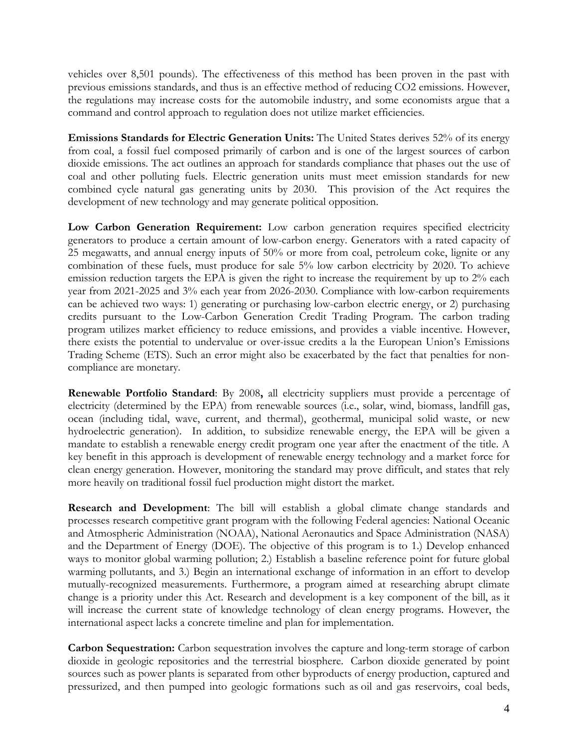vehicles over 8,501 pounds). The effectiveness of this method has been proven in the past with previous emissions standards, and thus is an effective method of reducing CO2 emissions. However, the regulations may increase costs for the automobile industry, and some economists argue that a command and control approach to regulation does not utilize market efficiencies.

**Emissions Standards for Electric Generation Units:** The United States derives 52% of its energy from coal, a fossil fuel composed primarily of carbon and is one of the largest sources of carbon dioxide emissions. The act outlines an approach for standards compliance that phases out the use of coal and other polluting fuels. Electric generation units must meet emission standards for new combined cycle natural gas generating units by 2030. This provision of the Act requires the development of new technology and may generate political opposition.

**Low Carbon Generation Requirement:** Low carbon generation requires specified electricity generators to produce a certain amount of low-carbon energy. Generators with a rated capacity of 25 megawatts, and annual energy inputs of 50% or more from coal, petroleum coke, lignite or any combination of these fuels, must produce for sale 5% low carbon electricity by 2020. To achieve emission reduction targets the EPA is given the right to increase the requirement by up to 2% each year from 2021-2025 and 3% each year from 2026-2030. Compliance with low-carbon requirements can be achieved two ways: 1) generating or purchasing low-carbon electric energy, or 2) purchasing credits pursuant to the Low-Carbon Generation Credit Trading Program. The carbon trading program utilizes market efficiency to reduce emissions, and provides a viable incentive. However, there exists the potential to undervalue or over-issue credits a la the European Union's Emissions Trading Scheme (ETS). Such an error might also be exacerbated by the fact that penalties for non-compliance are monetary.

**Renewable Portfolio Standard**: By 2008**,** all electricity suppliers must provide a percentage of electricity (determined by the EPA) from renewable sources (i.e., solar, wind, biomass, landfill gas, ocean (including tidal, wave, current, and thermal), geothermal, municipal solid waste, or new hydroelectric generation). In addition, to subsidize renewable energy, the EPA will be given a mandate to establish a renewable energy credit program one year after the enactment of the title. A key benefit in this approach is development of renewable energy technology and a market force for clean energy generation. However, monitoring the standard may prove difficult, and states that rely more heavily on traditional fossil fuel production might distort the market.

**Research and Development**: The bill will establish a global climate change standards and processes research competitive grant program with the following Federal agencies: National Oceanic and Atmospheric Administration (NOAA), National Aeronautics and Space Administration (NASA) and the Department of Energy (DOE). The objective of this program is to 1.) Develop enhanced ways to monitor global warming pollution; 2.) Establish a baseline reference point for future global warming pollutants, and 3.) Begin an international exchange of information in an effort to develop mutually-recognized measurements. Furthermore, a program aimed at researching abrupt climate change is a priority under this Act. Research and development is a key component of the bill, as it will increase the current state of knowledge technology of clean energy programs. However, the international aspect lacks a concrete timeline and plan for implementation.

**Carbon Sequestration:** Carbon sequestration involves the capture and long-term storage of carbon dioxide in geologic repositories and the terrestrial biosphere. Carbon dioxide generated by point sources such as power plants is separated from other byproducts of energy production, captured and pressurized, and then pumped into geologic formations such as oil and gas reservoirs, coal beds,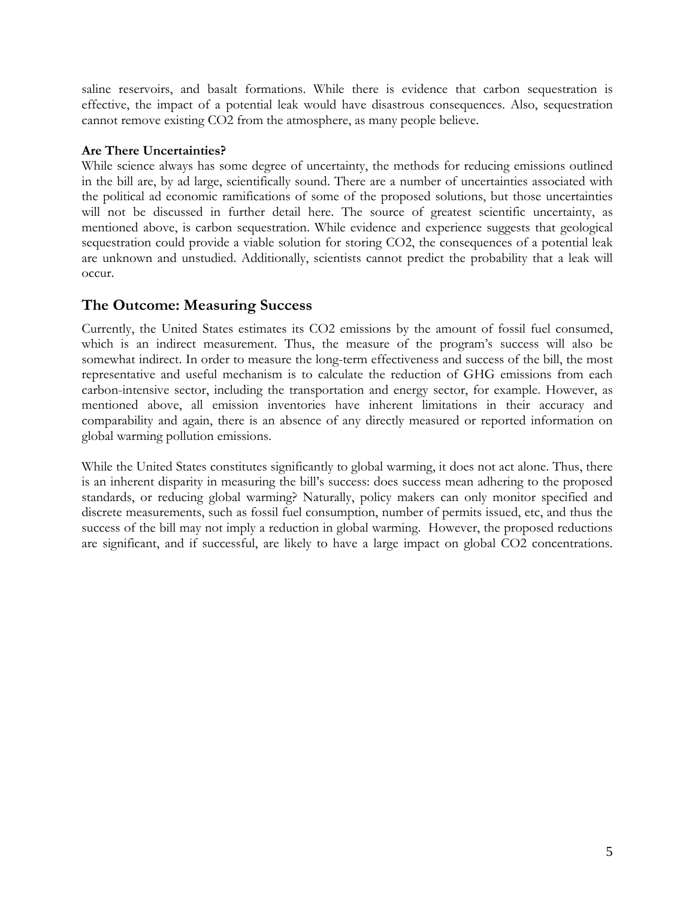saline reservoirs, and basalt formations. While there is evidence that carbon sequestration is effective, the impact of a potential leak would have disastrous consequences. Also, sequestration cannot remove existing $CO_2$ from the atmosphere, as many people believe.

**Are There Uncertainties?**

While science always has some degree of uncertainty, the methods for reducing emissions outlined in the bill are, by ad large, scientifically sound. There are a number of uncertainties associated with the political ad economic ramifications of some of the proposed solutions, but those uncertainties will not be discussed in further detail here. The source of greatest scientific uncertainty, as mentioned above, is carbon sequestration. While evidence and experience suggests that geological sequestration could provide a viable solution for storing $CO_2$, the consequences of a potential leak are unknown and unstudied. Additionally, scientists cannot predict the probability that a leak will occur.

## The Outcome: Measuring Success

Currently, the United States estimates its $CO_2$ emissions by the amount of fossil fuel consumed, which is an indirect measurement. Thus, the measure of the program's success will also be somewhat indirect. In order to measure the long-term effectiveness and success of the bill, the most representative and useful mechanism is to calculate the reduction of GHG emissions from each carbon-intensive sector, including the transportation and energy sector, for example. However, as mentioned above, all emission inventories have inherent limitations in their accuracy and comparability and again, there is an absence of any directly measured or reported information on global warming pollution emissions.

While the United States constitutes significantly to global warming, it does not act alone. Thus, there is an inherent disparity in measuring the bill's success: does success mean adhering to the proposed standards, or reducing global warming? Naturally, policy makers can only monitor specified and discrete measurements, such as fossil fuel consumption, number of permits issued, etc, and thus the success of the bill may not imply a reduction in global warming. However, the proposed reductions are significant, and if successful, are likely to have a large impact on global $CO_2$ concentrations.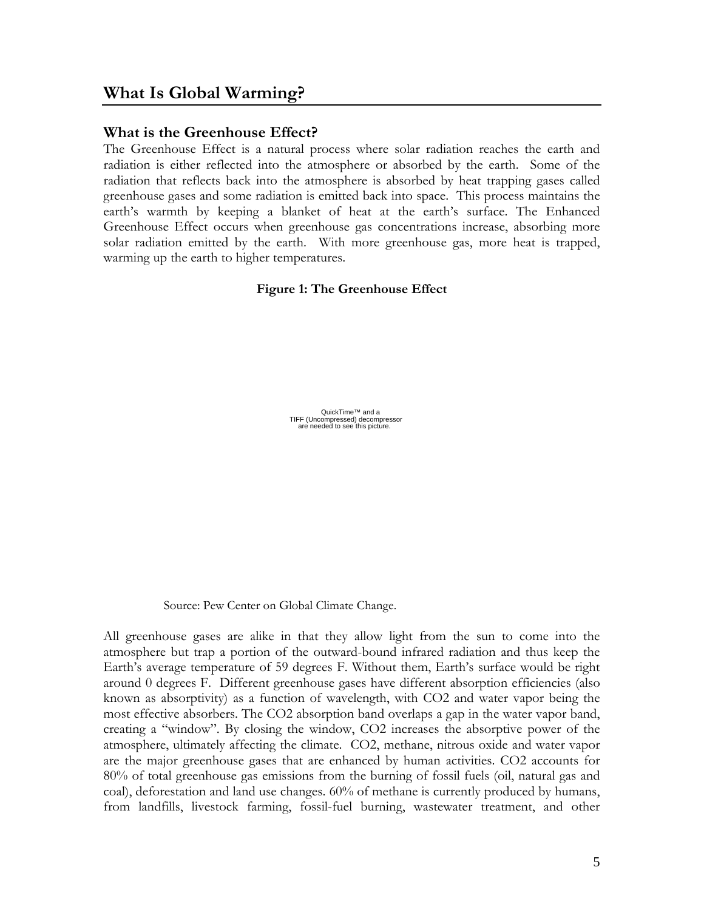# What Is Global Warming?

## What is the Greenhouse Effect?

The Greenhouse Effect is a natural process where solar radiation reaches the earth and radiation is either reflected into the atmosphere or absorbed by the earth. Some of the radiation that reflects back into the atmosphere is absorbed by heat trapping gases called greenhouse gases and some radiation is emitted back into space. This process maintains the earth's warmth by keeping a blanket of heat at the earth's surface. The Enhanced Greenhouse Effect occurs when greenhouse gas concentrations increase, absorbing more solar radiation emitted by the earth. With more greenhouse gas, more heat is trapped, warming up the earth to higher temperatures.

**Figure 1: The Greenhouse Effect**

QuickTime™ and a TIFF (Uncompressed) decompressor are needed to see this picture.

Source: Pew Center on Global Climate Change.

All greenhouse gases are alike in that they allow light from the sun to come into the atmosphere but trap a portion of the outward-bound infrared radiation and thus keep the Earth's average temperature of 59 degrees F. Without them, Earth's surface would be right around 0 degrees F. Different greenhouse gases have different absorption efficiencies (also known as absorptivity) as a function of wavelength, with $CO_2$ and water vapor being the most effective absorbers. The $CO_2$ absorption band overlaps a gap in the water vapor band, creating a "window". By closing the window, $CO_2$ increases the absorptive power of the atmosphere, ultimately affecting the climate. $CO_2$, methane, nitrous oxide and water vapor are the major greenhouse gases that are enhanced by human activities. $CO_2$ accounts for 80% of total greenhouse gas emissions from the burning of fossil fuels (oil, natural gas and coal), deforestation and land use changes. 60% of methane is currently produced by humans, from landfills, livestock farming, fossil-fuel burning, wastewater treatment, and other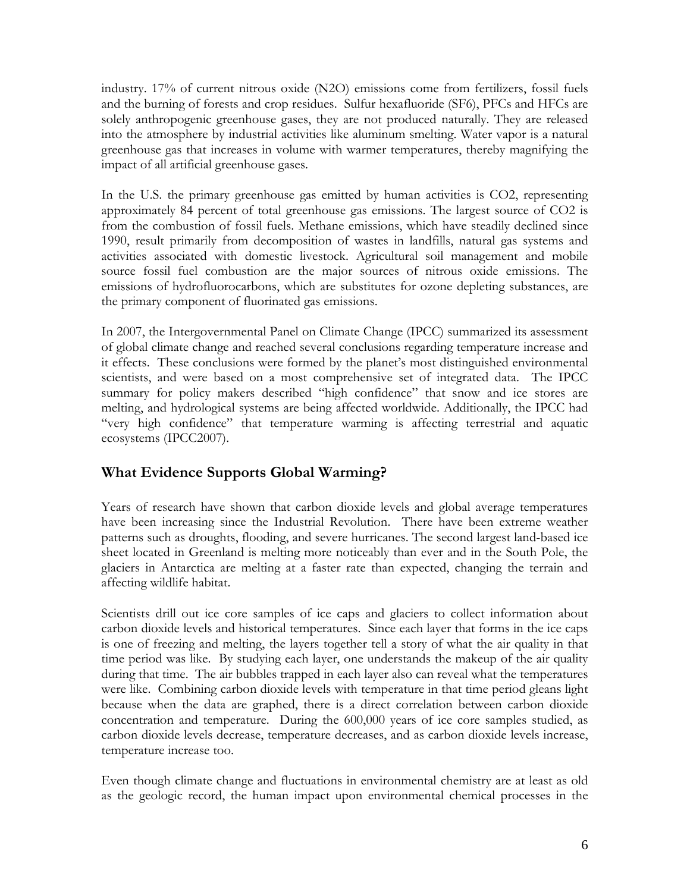industry. 17% of current nitrous oxide ($N_2O$) emissions come from fertilizers, fossil fuels and the burning of forests and crop residues. Sulfur hexafluoride ($SF_6$), PFCs and HFCs are solely anthropogenic greenhouse gases, they are not produced naturally. They are released into the atmosphere by industrial activities like aluminum smelting. Water vapor is a natural greenhouse gas that increases in volume with warmer temperatures, thereby magnifying the impact of all artificial greenhouse gases.

In the U.S. the primary greenhouse gas emitted by human activities is $CO_2$, representing approximately 84 percent of total greenhouse gas emissions. The largest source of $CO_2$ is from the combustion of fossil fuels. Methane emissions, which have steadily declined since 1990, result primarily from decomposition of wastes in landfills, natural gas systems and activities associated with domestic livestock. Agricultural soil management and mobile source fossil fuel combustion are the major sources of nitrous oxide emissions. The emissions of hydrofluorocarbons, which are substitutes for ozone depleting substances, are the primary component of fluorinated gas emissions.

In 2007, the Intergovernmental Panel on Climate Change (IPCC) summarized its assessment of global climate change and reached several conclusions regarding temperature increase and it effects. These conclusions were formed by the planet's most distinguished environmental scientists, and were based on a most comprehensive set of integrated data. The IPCC summary for policy makers described "high confidence" that snow and ice stores are melting, and hydrological systems are being affected worldwide. Additionally, the IPCC had "very high confidence" that temperature warming is affecting terrestrial and aquatic ecosystems (IPCC2007).

## What Evidence Supports Global Warming?

Years of research have shown that carbon dioxide levels and global average temperatures have been increasing since the Industrial Revolution. There have been extreme weather patterns such as droughts, flooding, and severe hurricanes. The second largest land-based ice sheet located in Greenland is melting more noticeably than ever and in the South Pole, the glaciers in Antarctica are melting at a faster rate than expected, changing the terrain and affecting wildlife habitat.

Scientists drill out ice core samples of ice caps and glaciers to collect information about carbon dioxide levels and historical temperatures. Since each layer that forms in the ice caps is one of freezing and melting, the layers together tell a story of what the air quality in that time period was like. By studying each layer, one understands the makeup of the air quality during that time. The air bubbles trapped in each layer also can reveal what the temperatures were like. Combining carbon dioxide levels with temperature in that time period gleans light because when the data are graphed, there is a direct correlation between carbon dioxide concentration and temperature. During the 600,000 years of ice core samples studied, as carbon dioxide levels decrease, temperature decreases, and as carbon dioxide levels increase, temperature increase too.

Even though climate change and fluctuations in environmental chemistry are at least as old as the geologic record, the human impact upon environmental chemical processes in the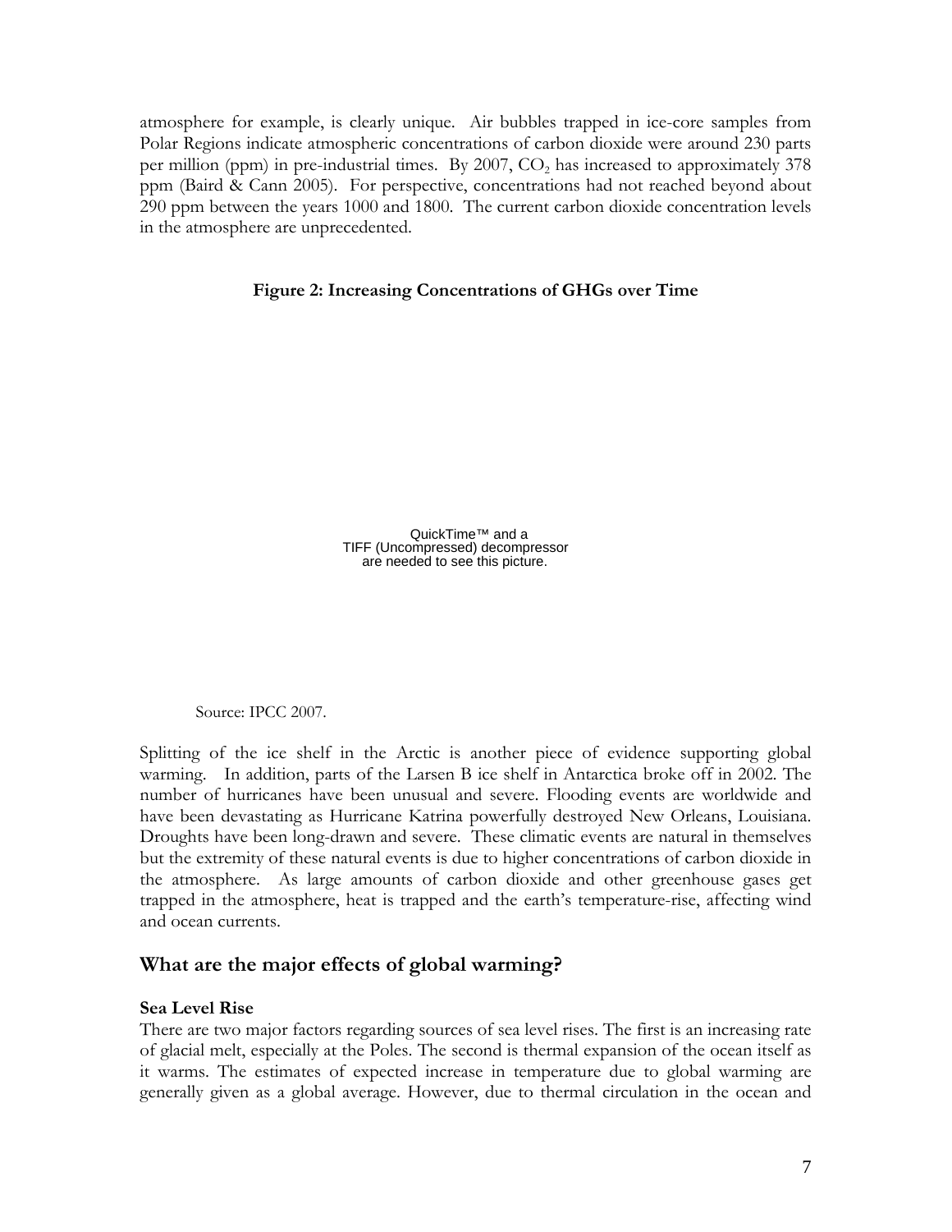atmosphere for example, is clearly unique. Air bubbles trapped in ice-core samples from Polar Regions indicate atmospheric concentrations of carbon dioxide were around 230 parts per million (ppm) in pre-industrial times. By 2007, $CO_2$ has increased to approximately 378 ppm (Baird & Cann 2005). For perspective, concentrations had not reached beyond about 290 ppm between the years 1000 and 1800. The current carbon dioxide concentration levels in the atmosphere are unprecedented.

**Figure 2: Increasing Concentrations of GHGs over Time**

QuickTime™ and a TIFF (Uncompressed) decompressor are needed to see this picture.

Source: IPCC 2007.

Splitting of the ice shelf in the Arctic is another piece of evidence supporting global warming. In addition, parts of the Larsen B ice shelf in Antarctica broke off in 2002. The number of hurricanes have been unusual and severe. Flooding events are worldwide and have been devastating as Hurricane Katrina powerfully destroyed New Orleans, Louisiana. Droughts have been long-drawn and severe. These climatic events are natural in themselves but the extremity of these natural events is due to higher concentrations of carbon dioxide in the atmosphere. As large amounts of carbon dioxide and other greenhouse gases get trapped in the atmosphere, heat is trapped and the earth's temperature-rise, affecting wind and ocean currents.

## What are the major effects of global warming?

**Sea Level Rise**

There are two major factors regarding sources of sea level rises. The first is an increasing rate of glacial melt, especially at the Poles. The second is thermal expansion of the ocean itself as it warms. The estimates of expected increase in temperature due to global warming are generally given as a global average. However, due to thermal circulation in the ocean and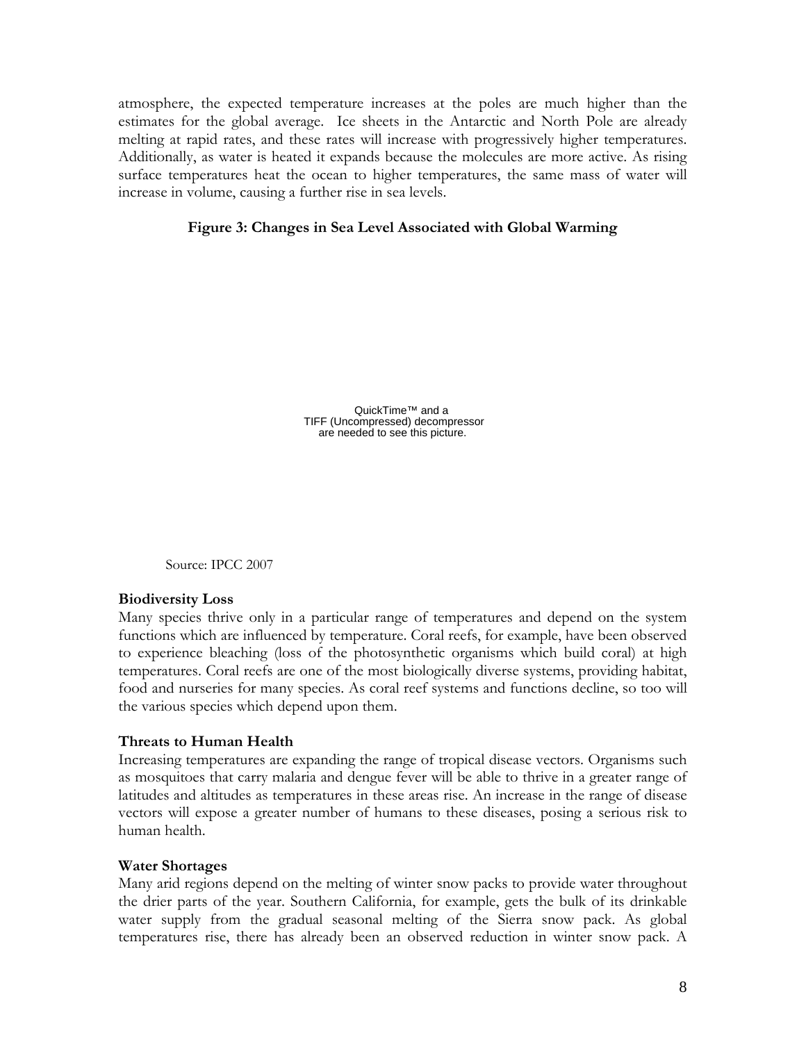atmosphere, the expected temperature increases at the poles are much higher than the estimates for the global average. Ice sheets in the Antarctic and North Pole are already melting at rapid rates, and these rates will increase with progressively higher temperatures. Additionally, as water is heated it expands because the molecules are more active. As rising surface temperatures heat the ocean to higher temperatures, the same mass of water will increase in volume, causing a further rise in sea levels.

**Figure 3: Changes in Sea Level Associated with Global Warming**

QuickTime™ and a
TIFF (Uncompressed) decompressor
are needed to see this picture.

Source: IPCC 2007

**Biodiversity Loss**

Many species thrive only in a particular range of temperatures and depend on the system functions which are influenced by temperature. Coral reefs, for example, have been observed to experience bleaching (loss of the photosynthetic organisms which build coral) at high temperatures. Coral reefs are one of the most biologically diverse systems, providing habitat, food and nurseries for many species. As coral reef systems and functions decline, so too will the various species which depend upon them.

**Threats to Human Health**

Increasing temperatures are expanding the range of tropical disease vectors. Organisms such as mosquitoes that carry malaria and dengue fever will be able to thrive in a greater range of latitudes and altitudes as temperatures in these areas rise. An increase in the range of disease vectors will expose a greater number of humans to these diseases, posing a serious risk to human health.

**Water Shortages**

Many arid regions depend on the melting of winter snow packs to provide water throughout the drier parts of the year. Southern California, for example, gets the bulk of its drinkable water supply from the gradual seasonal melting of the Sierra snow pack. As global temperatures rise, there has already been an observed reduction in winter snow pack. A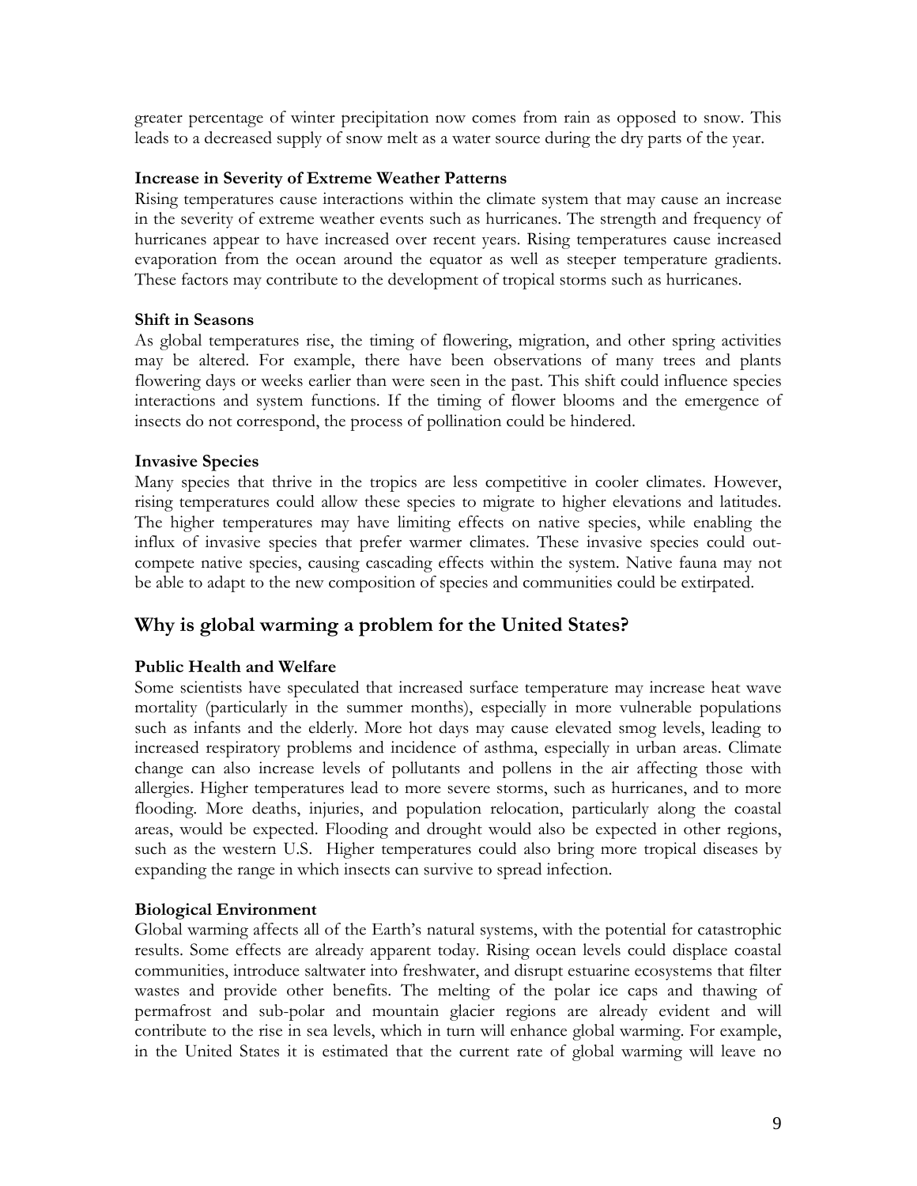greater percentage of winter precipitation now comes from rain as opposed to snow. This leads to a decreased supply of snow melt as a water source during the dry parts of the year.

**Increase in Severity of Extreme Weather Patterns**

Rising temperatures cause interactions within the climate system that may cause an increase in the severity of extreme weather events such as hurricanes. The strength and frequency of hurricanes appear to have increased over recent years. Rising temperatures cause increased evaporation from the ocean around the equator as well as steeper temperature gradients. These factors may contribute to the development of tropical storms such as hurricanes.

**Shift in Seasons**

As global temperatures rise, the timing of flowering, migration, and other spring activities may be altered. For example, there have been observations of many trees and plants flowering days or weeks earlier than were seen in the past. This shift could influence species interactions and system functions. If the timing of flower blooms and the emergence of insects do not correspond, the process of pollination could be hindered.

**Invasive Species**

Many species that thrive in the tropics are less competitive in cooler climates. However, rising temperatures could allow these species to migrate to higher elevations and latitudes. The higher temperatures may have limiting effects on native species, while enabling the influx of invasive species that prefer warmer climates. These invasive species could out-compete native species, causing cascading effects within the system. Native fauna may not be able to adapt to the new composition of species and communities could be extirpated.

## Why is global warming a problem for the United States?

**Public Health and Welfare**

Some scientists have speculated that increased surface temperature may increase heat wave mortality (particularly in the summer months), especially in more vulnerable populations such as infants and the elderly. More hot days may cause elevated smog levels, leading to increased respiratory problems and incidence of asthma, especially in urban areas. Climate change can also increase levels of pollutants and pollens in the air affecting those with allergies. Higher temperatures lead to more severe storms, such as hurricanes, and to more flooding. More deaths, injuries, and population relocation, particularly along the coastal areas, would be expected. Flooding and drought would also be expected in other regions, such as the western U.S. Higher temperatures could also bring more tropical diseases by expanding the range in which insects can survive to spread infection.

**Biological Environment**

Global warming affects all of the Earth's natural systems, with the potential for catastrophic results. Some effects are already apparent today. Rising ocean levels could displace coastal communities, introduce saltwater into freshwater, and disrupt estuarine ecosystems that filter wastes and provide other benefits. The melting of the polar ice caps and thawing of permafrost and sub-polar and mountain glacier regions are already evident and will contribute to the rise in sea levels, which in turn will enhance global warming. For example, in the United States it is estimated that the current rate of global warming will leave no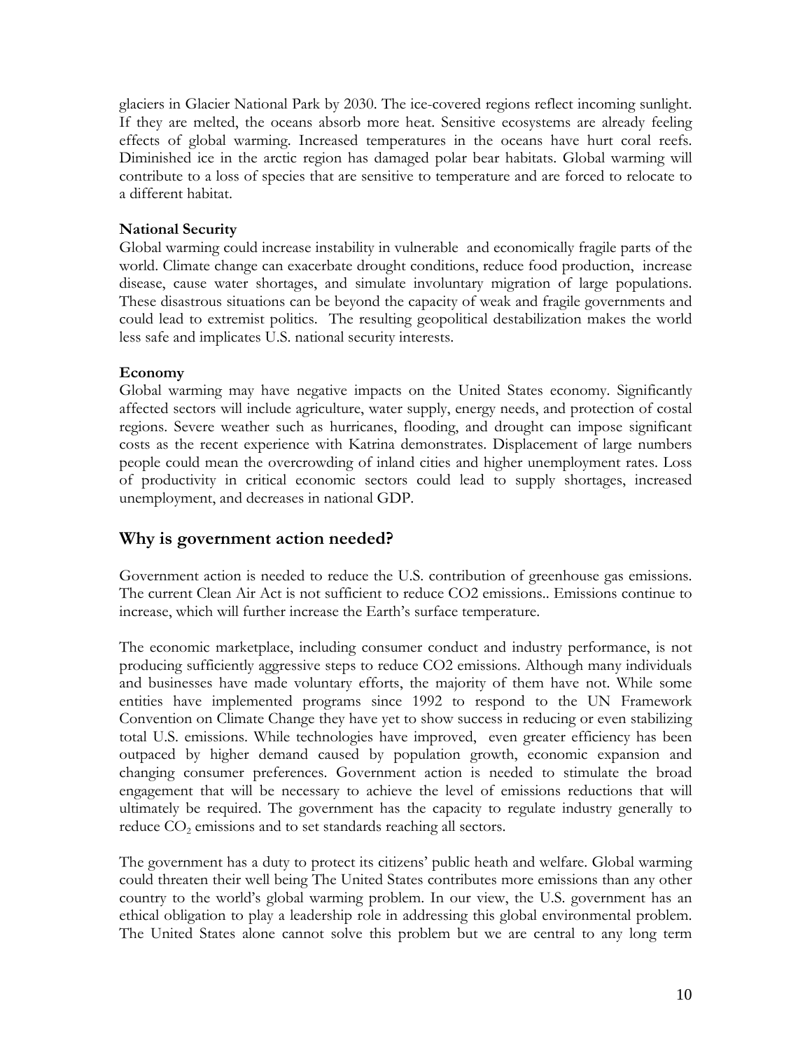glaciers in Glacier National Park by 2030. The ice-covered regions reflect incoming sunlight. If they are melted, the oceans absorb more heat. Sensitive ecosystems are already feeling effects of global warming. Increased temperatures in the oceans have hurt coral reefs. Diminished ice in the arctic region has damaged polar bear habitats. Global warming will contribute to a loss of species that are sensitive to temperature and are forced to relocate to a different habitat.

**National Security**

Global warming could increase instability in vulnerable and economically fragile parts of the world. Climate change can exacerbate drought conditions, reduce food production, increase disease, cause water shortages, and simulate involuntary migration of large populations. These disastrous situations can be beyond the capacity of weak and fragile governments and could lead to extremist politics. The resulting geopolitical destabilization makes the world less safe and implicates U.S. national security interests.

**Economy**

Global warming may have negative impacts on the United States economy. Significantly affected sectors will include agriculture, water supply, energy needs, and protection of costal regions. Severe weather such as hurricanes, flooding, and drought can impose significant costs as the recent experience with Katrina demonstrates. Displacement of large numbers people could mean the overcrowding of inland cities and higher unemployment rates. Loss of productivity in critical economic sectors could lead to supply shortages, increased unemployment, and decreases in national GDP.

## Why is government action needed?

Government action is needed to reduce the U.S. contribution of greenhouse gas emissions. The current Clean Air Act is not sufficient to reduce CO2 emissions.. Emissions continue to increase, which will further increase the Earth's surface temperature.

The economic marketplace, including consumer conduct and industry performance, is not producing sufficiently aggressive steps to reduce CO2 emissions. Although many individuals and businesses have made voluntary efforts, the majority of them have not. While some entities have implemented programs since 1992 to respond to the UN Framework Convention on Climate Change they have yet to show success in reducing or even stabilizing total U.S. emissions. While technologies have improved, even greater efficiency has been outpaced by higher demand caused by population growth, economic expansion and changing consumer preferences. Government action is needed to stimulate the broad engagement that will be necessary to achieve the level of emissions reductions that will ultimately be required. The government has the capacity to regulate industry generally to reduce $CO_2$ emissions and to set standards reaching all sectors.

The government has a duty to protect its citizens' public heath and welfare. Global warming could threaten their well being The United States contributes more emissions than any other country to the world's global warming problem. In our view, the U.S. government has an ethical obligation to play a leadership role in addressing this global environmental problem. The United States alone cannot solve this problem but we are central to any long term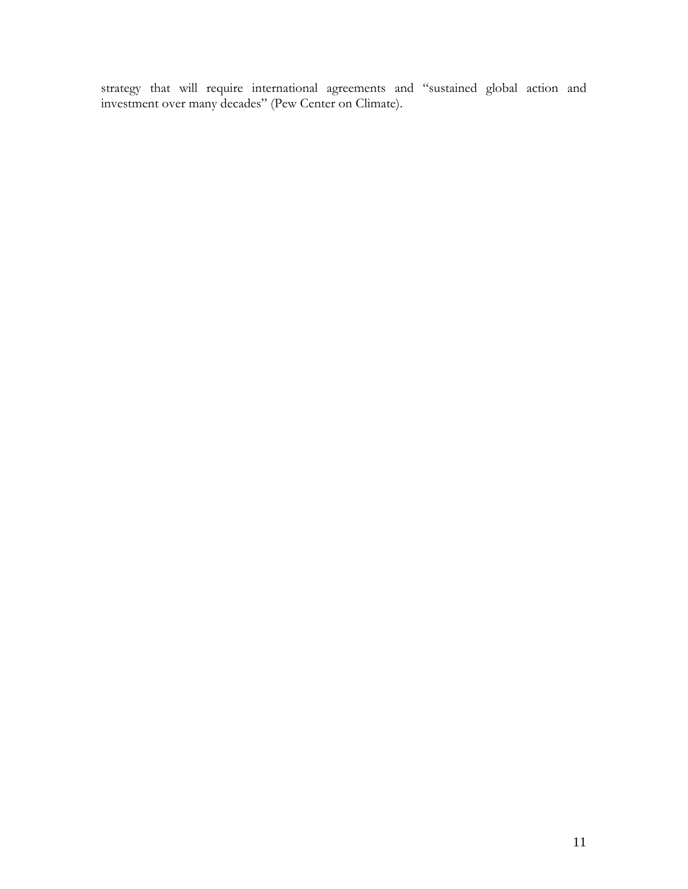strategy that will require international agreements and "sustained global action and investment over many decades" (Pew Center on Climate).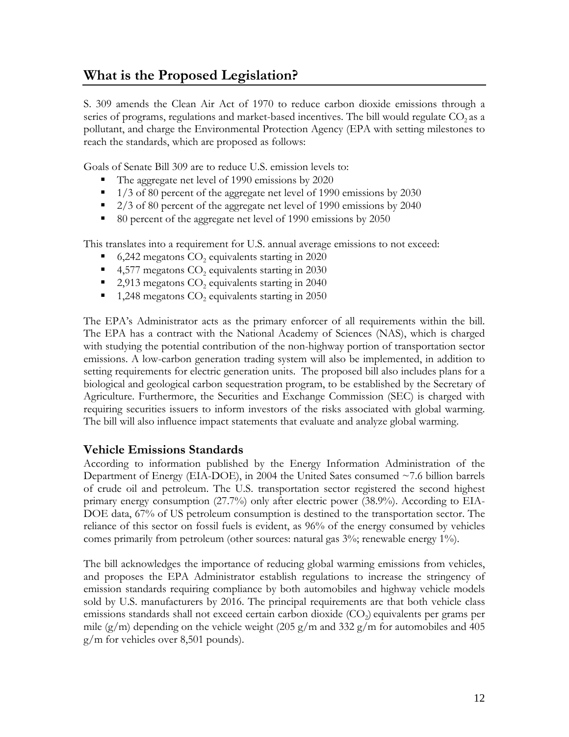## What is the Proposed Legislation?

S. 309 amends the Clean Air Act of 1970 to reduce carbon dioxide emissions through a series of programs, regulations and market-based incentives. The bill would regulate $CO_2$ as a pollutant, and charge the Environmental Protection Agency (EPA with setting milestones to reach the standards, which are proposed as follows:

Goals of Senate Bill 309 are to reduce U.S. emission levels to:

- The aggregate net level of 1990 emissions by 2020
- 1/3 of 80 percent of the aggregate net level of 1990 emissions by 2030
- 2/3 of 80 percent of the aggregate net level of 1990 emissions by 2040
- 80 percent of the aggregate net level of 1990 emissions by 2050

This translates into a requirement for U.S. annual average emissions to not exceed:

- 6,242 megatons $CO_2$ equivalents starting in 2020
- 4,577 megatons $CO_2$ equivalents starting in 2030
- 2,913 megatons $CO_2$ equivalents starting in 2040
- 1,248 megatons $CO_2$ equivalents starting in 2050

The EPA's Administrator acts as the primary enforcer of all requirements within the bill. The EPA has a contract with the National Academy of Sciences (NAS), which is charged with studying the potential contribution of the non-highway portion of transportation sector emissions. A low-carbon generation trading system will also be implemented, in addition to setting requirements for electric generation units. The proposed bill also includes plans for a biological and geological carbon sequestration program, to be established by the Secretary of Agriculture. Furthermore, the Securities and Exchange Commission (SEC) is charged with requiring securities issuers to inform investors of the risks associated with global warming. The bill will also influence impact statements that evaluate and analyze global warming.

### Vehicle Emissions Standards

According to information published by the Energy Information Administration of the Department of Energy (EIA-DOE), in 2004 the United Sates consumed ~7.6 billion barrels of crude oil and petroleum. The U.S. transportation sector registered the second highest primary energy consumption (27.7%) only after electric power (38.9%). According to EIA-DOE data, 67% of US petroleum consumption is destined to the transportation sector. The reliance of this sector on fossil fuels is evident, as 96% of the energy consumed by vehicles comes primarily from petroleum (other sources: natural gas 3%; renewable energy 1%).

The bill acknowledges the importance of reducing global warming emissions from vehicles, and proposes the EPA Administrator establish regulations to increase the stringency of emission standards requiring compliance by both automobiles and highway vehicle models sold by U.S. manufacturers by 2016. The principal requirements are that both vehicle class emissions standards shall not exceed certain carbon dioxide ($CO_2$) equivalents per grams per mile (g/m) depending on the vehicle weight (205 g/m and 332 g/m for automobiles and 405 g/m for vehicles over 8,501 pounds).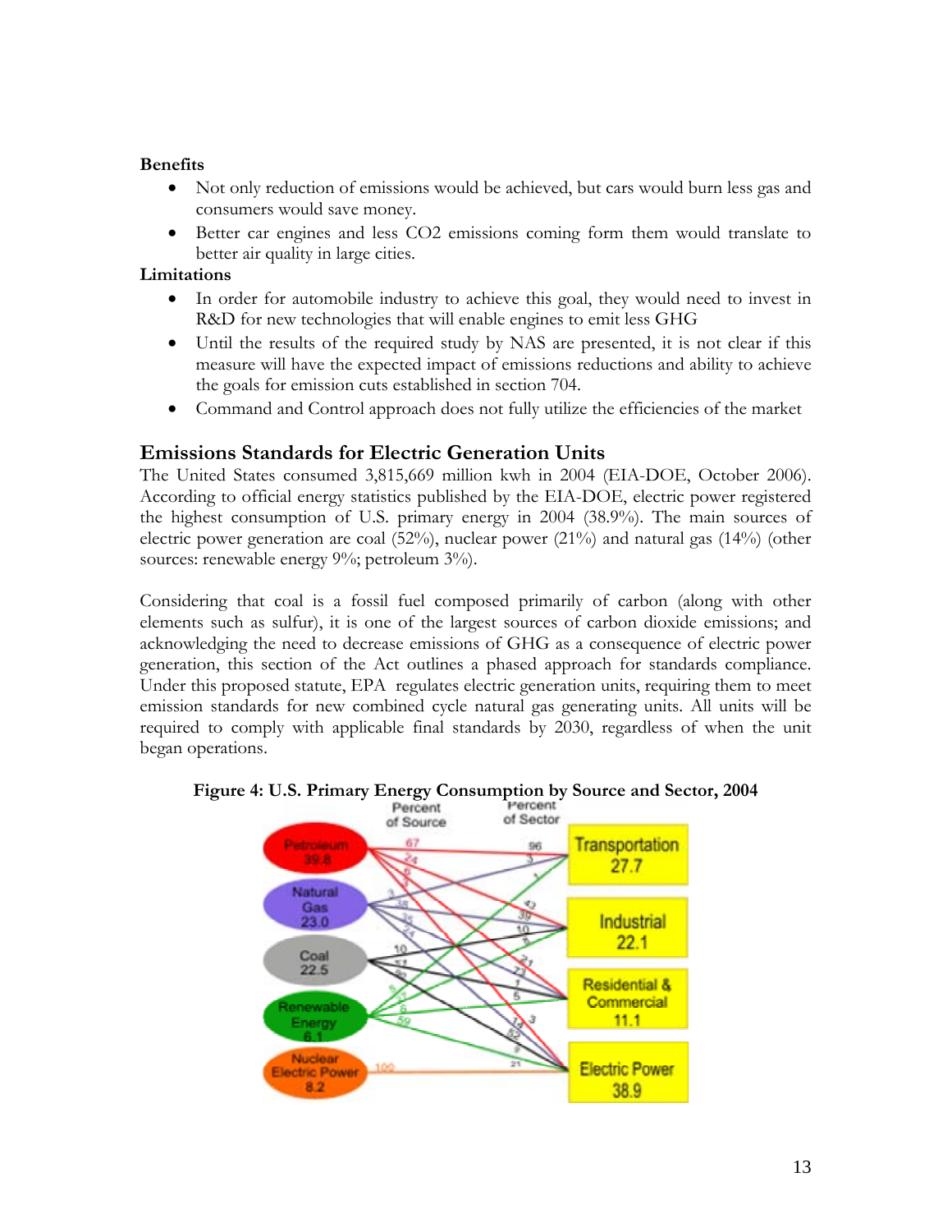**Benefits**

- Not only reduction of emissions would be achieved, but cars would burn less gas and consumers would save money.
- Better car engines and less $CO_2$ emissions coming form them would translate to better air quality in large cities.

**Limitations**

- In order for automobile industry to achieve this goal, they would need to invest in R&D for new technologies that will enable engines to emit less GHG
- Until the results of the required study by NAS are presented, it is not clear if this measure will have the expected impact of emissions reductions and ability to achieve the goals for emission cuts established in section 704.
- Command and Control approach does not fully utilize the efficiencies of the market

## Emissions Standards for Electric Generation Units

The United States consumed 3,815,669 million kwh in 2004 (EIA-DOE, October 2006). According to official energy statistics published by the EIA-DOE, electric power registered the highest consumption of U.S. primary energy in 2004 (38.9%). The main sources of electric power generation are coal (52%), nuclear power (21%) and natural gas (14%) (other sources: renewable energy 9%; petroleum 3%).

Considering that coal is a fossil fuel composed primarily of carbon (along with other elements such as sulfur), it is one of the largest sources of carbon dioxide emissions; and acknowledging the need to decrease emissions of GHG as a consequence of electric power generation, this section of the Act outlines a phased approach for standards compliance. Under this proposed statute, EPA regulates electric generation units, requiring them to meet emission standards for new combined cycle natural gas generating units. All units will be required to comply with applicable final standards by 2030, regardless of when the unit began operations.

**Figure 4: U.S. Primary Energy Consumption by Source and Sector, 2004**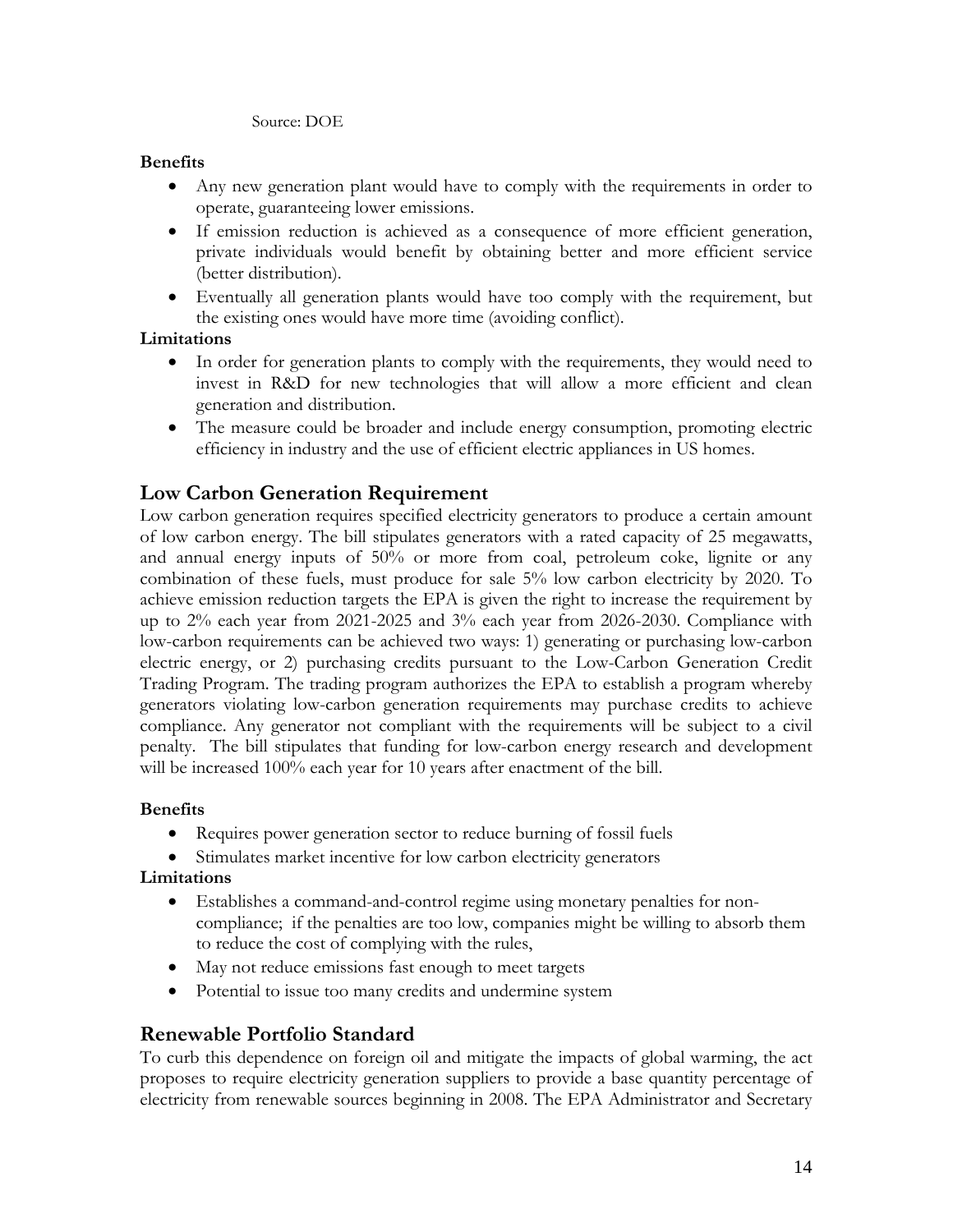Source: DOE

**Benefits**

- Any new generation plant would have to comply with the requirements in order to operate, guaranteeing lower emissions.
- If emission reduction is achieved as a consequence of more efficient generation, private individuals would benefit by obtaining better and more efficient service (better distribution).
- Eventually all generation plants would have too comply with the requirement, but the existing ones would have more time (avoiding conflict).

**Limitations**

- In order for generation plants to comply with the requirements, they would need to invest in R&D for new technologies that will allow a more efficient and clean generation and distribution.
- The measure could be broader and include energy consumption, promoting electric efficiency in industry and the use of efficient electric appliances in US homes.

## Low Carbon Generation Requirement

Low carbon generation requires specified electricity generators to produce a certain amount of low carbon energy. The bill stipulates generators with a rated capacity of 25 megawatts, and annual energy inputs of 50% or more from coal, petroleum coke, lignite or any combination of these fuels, must produce for sale 5% low carbon electricity by 2020. To achieve emission reduction targets the EPA is given the right to increase the requirement by up to 2% each year from 2021-2025 and 3% each year from 2026-2030. Compliance with low-carbon requirements can be achieved two ways: 1) generating or purchasing low-carbon electric energy, or 2) purchasing credits pursuant to the Low-Carbon Generation Credit Trading Program. The trading program authorizes the EPA to establish a program whereby generators violating low-carbon generation requirements may purchase credits to achieve compliance. Any generator not compliant with the requirements will be subject to a civil penalty. The bill stipulates that funding for low-carbon energy research and development will be increased 100% each year for 10 years after enactment of the bill.

**Benefits**

- Requires power generation sector to reduce burning of fossil fuels
- Stimulates market incentive for low carbon electricity generators

**Limitations**

- Establishes a command-and-control regime using monetary penalties for non-compliance; if the penalties are too low, companies might be willing to absorb them to reduce the cost of complying with the rules,
- May not reduce emissions fast enough to meet targets
- Potential to issue too many credits and undermine system

## Renewable Portfolio Standard

To curb this dependence on foreign oil and mitigate the impacts of global warming, the act proposes to require electricity generation suppliers to provide a base quantity percentage of electricity from renewable sources beginning in 2008. The EPA Administrator and Secretary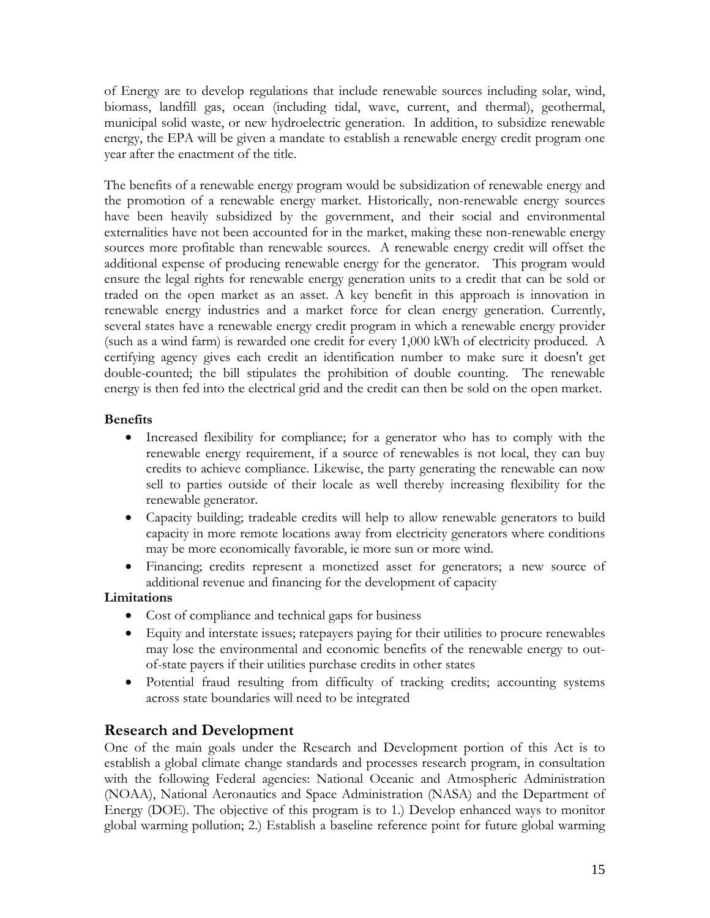of Energy are to develop regulations that include renewable sources including solar, wind, biomass, landfill gas, ocean (including tidal, wave, current, and thermal), geothermal, municipal solid waste, or new hydroelectric generation. In addition, to subsidize renewable energy, the EPA will be given a mandate to establish a renewable energy credit program one year after the enactment of the title.

The benefits of a renewable energy program would be subsidization of renewable energy and the promotion of a renewable energy market. Historically, non-renewable energy sources have been heavily subsidized by the government, and their social and environmental externalities have not been accounted for in the market, making these non-renewable energy sources more profitable than renewable sources. A renewable energy credit will offset the additional expense of producing renewable energy for the generator. This program would ensure the legal rights for renewable energy generation units to a credit that can be sold or traded on the open market as an asset. A key benefit in this approach is innovation in renewable energy industries and a market force for clean energy generation. Currently, several states have a renewable energy credit program in which a renewable energy provider (such as a wind farm) is rewarded one credit for every 1,000 kWh of electricity produced. A certifying agency gives each credit an identification number to make sure it doesn't get double-counted; the bill stipulates the prohibition of double counting. The renewable energy is then fed into the electrical grid and the credit can then be sold on the open market.

**Benefits**

- Increased flexibility for compliance; for a generator who has to comply with the renewable energy requirement, if a source of renewables is not local, they can buy credits to achieve compliance. Likewise, the party generating the renewable can now sell to parties outside of their locale as well thereby increasing flexibility for the renewable generator.
- Capacity building; tradeable credits will help to allow renewable generators to build capacity in more remote locations away from electricity generators where conditions may be more economically favorable, ie more sun or more wind.
- Financing; credits represent a monetized asset for generators; a new source of additional revenue and financing for the development of capacity

**Limitations**

- Cost of compliance and technical gaps for business
- Equity and interstate issues; ratepayers paying for their utilities to procure renewables may lose the environmental and economic benefits of the renewable energy to out-of-state payers if their utilities purchase credits in other states
- Potential fraud resulting from difficulty of tracking credits; accounting systems across state boundaries will need to be integrated

## Research and Development

One of the main goals under the Research and Development portion of this Act is to establish a global climate change standards and processes research program, in consultation with the following Federal agencies: National Oceanic and Atmospheric Administration (NOAA), National Aeronautics and Space Administration (NASA) and the Department of Energy (DOE). The objective of this program is to 1.) Develop enhanced ways to monitor global warming pollution; 2.) Establish a baseline reference point for future global warming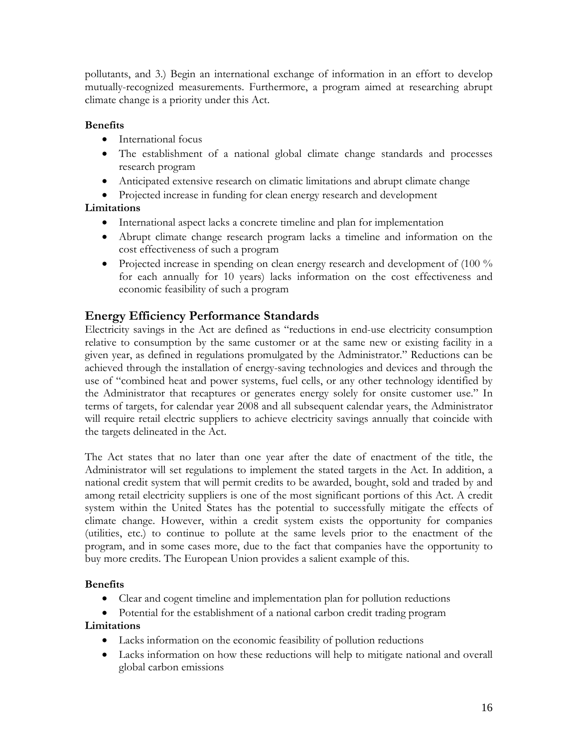pollutants, and 3.) Begin an international exchange of information in an effort to develop mutually-recognized measurements. Furthermore, a program aimed at researching abrupt climate change is a priority under this Act.

**Benefits**

- International focus
- The establishment of a national global climate change standards and processes research program
- Anticipated extensive research on climatic limitations and abrupt climate change
- Projected increase in funding for clean energy research and development

**Limitations**

- International aspect lacks a concrete timeline and plan for implementation
- Abrupt climate change research program lacks a timeline and information on the cost effectiveness of such a program
- Projected increase in spending on clean energy research and development of (100 % for each annually for 10 years) lacks information on the cost effectiveness and economic feasibility of such a program

## Energy Efficiency Performance Standards

Electricity savings in the Act are defined as "reductions in end-use electricity consumption relative to consumption by the same customer or at the same new or existing facility in a given year, as defined in regulations promulgated by the Administrator." Reductions can be achieved through the installation of energy-saving technologies and devices and through the use of "combined heat and power systems, fuel cells, or any other technology identified by the Administrator that recaptures or generates energy solely for onsite customer use." In terms of targets, for calendar year 2008 and all subsequent calendar years, the Administrator will require retail electric suppliers to achieve electricity savings annually that coincide with the targets delineated in the Act.

The Act states that no later than one year after the date of enactment of the title, the Administrator will set regulations to implement the stated targets in the Act. In addition, a national credit system that will permit credits to be awarded, bought, sold and traded by and among retail electricity suppliers is one of the most significant portions of this Act. A credit system within the United States has the potential to successfully mitigate the effects of climate change. However, within a credit system exists the opportunity for companies (utilities, etc.) to continue to pollute at the same levels prior to the enactment of the program, and in some cases more, due to the fact that companies have the opportunity to buy more credits. The European Union provides a salient example of this.

**Benefits**

- Clear and cogent timeline and implementation plan for pollution reductions
- Potential for the establishment of a national carbon credit trading program

**Limitations**

- Lacks information on the economic feasibility of pollution reductions
- Lacks information on how these reductions will help to mitigate national and overall global carbon emissions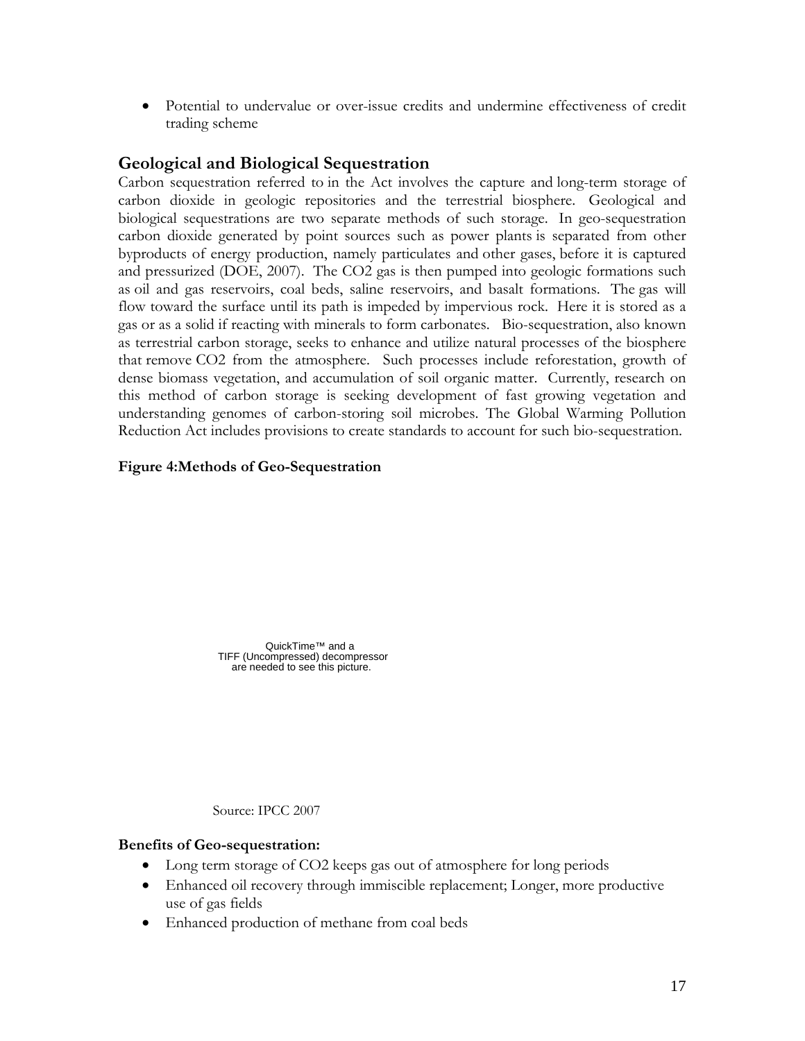- Potential to undervalue or over-issue credits and undermine effectiveness of credit trading scheme

## Geological and Biological Sequestration

Carbon sequestration referred to in the Act involves the capture and long-term storage of carbon dioxide in geologic repositories and the terrestrial biosphere. Geological and biological sequestrations are two separate methods of such storage. In geo-sequestration carbon dioxide generated by point sources such as power plants is separated from other byproducts of energy production, namely particulates and other gases, before it is captured and pressurized (DOE, 2007). The $CO_2$ gas is then pumped into geologic formations such as oil and gas reservoirs, coal beds, saline reservoirs, and basalt formations. The gas will flow toward the surface until its path is impeded by impervious rock. Here it is stored as a gas or as a solid if reacting with minerals to form carbonates. Bio-sequestration, also known as terrestrial carbon storage, seeks to enhance and utilize natural processes of the biosphere that remove $CO_2$ from the atmosphere. Such processes include reforestation, growth of dense biomass vegetation, and accumulation of soil organic matter. Currently, research on this method of carbon storage is seeking development of fast growing vegetation and understanding genomes of carbon-storing soil microbes. The Global Warming Pollution Reduction Act includes provisions to create standards to account for such bio-sequestration.

**Figure 4:Methods of Geo-Sequestration**

QuickTime™ and a TIFF (Uncompressed) decompressor are needed to see this picture.

Source: IPCC 2007

**Benefits of Geo-sequestration:**

- Long term storage of $CO_2$ keeps gas out of atmosphere for long periods
- Enhanced oil recovery through immiscible replacement; Longer, more productive use of gas fields
- Enhanced production of methane from coal beds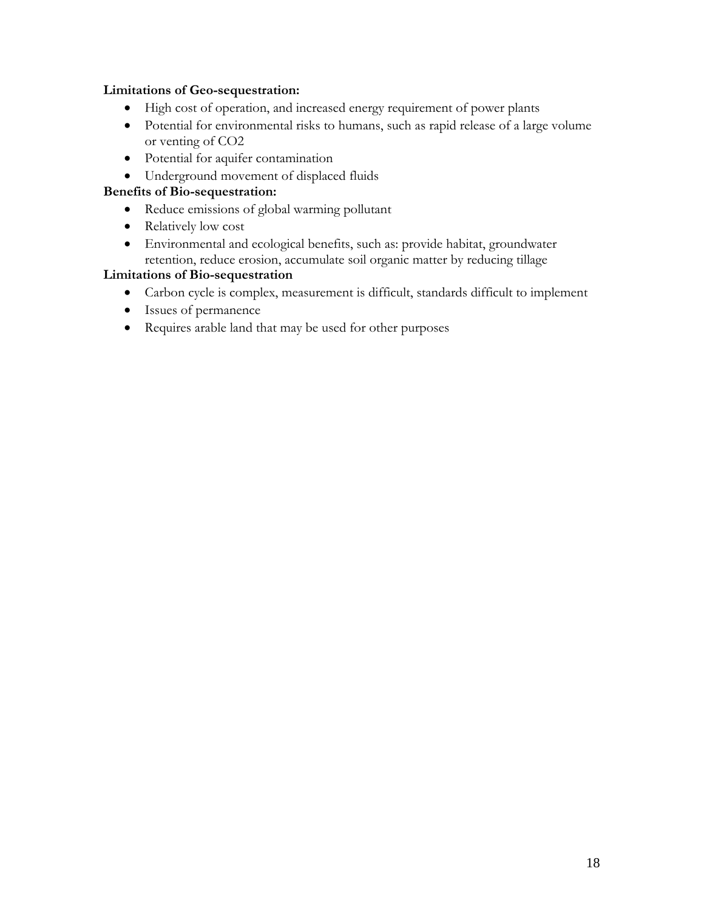**Limitations of Geo-sequestration:**

- High cost of operation, and increased energy requirement of power plants
- Potential for environmental risks to humans, such as rapid release of a large volume or venting of $CO_2$
- Potential for aquifer contamination
- Underground movement of displaced fluids

**Benefits of Bio-sequestration:**

- Reduce emissions of global warming pollutant
- Relatively low cost
- Environmental and ecological benefits, such as: provide habitat, groundwater retention, reduce erosion, accumulate soil organic matter by reducing tillage

**Limitations of Bio-sequestration**

- Carbon cycle is complex, measurement is difficult, standards difficult to implement
- Issues of permanence
- Requires arable land that may be used for other purposes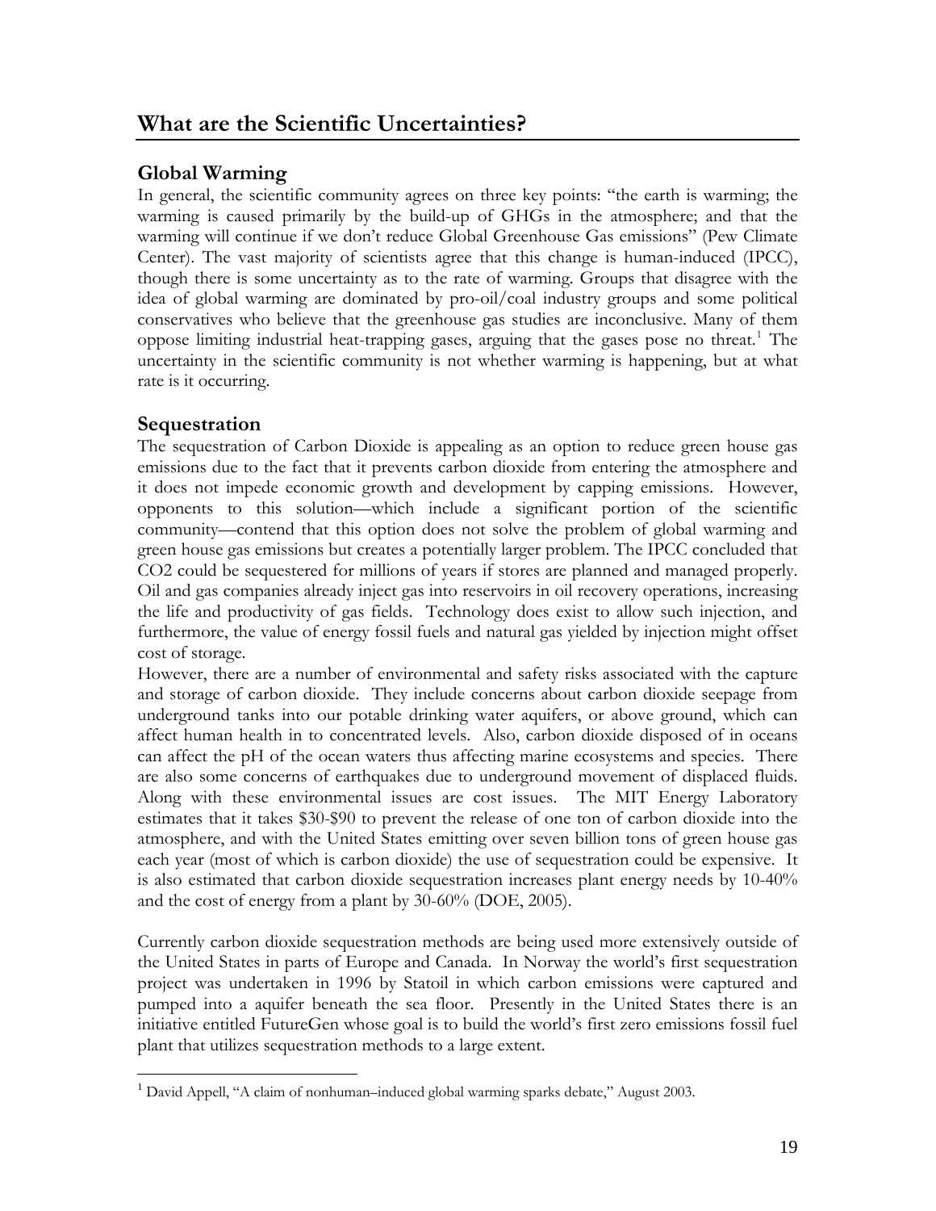# What are the Scientific Uncertainties?

## Global Warming

In general, the scientific community agrees on three key points: "the earth is warming; the warming is caused primarily by the build-up of GHGs in the atmosphere; and that the warming will continue if we don't reduce Global Greenhouse Gas emissions" (Pew Climate Center). The vast majority of scientists agree that this change is human-induced (IPCC), though there is some uncertainty as to the rate of warming. Groups that disagree with the idea of global warming are dominated by pro-oil/coal industry groups and some political conservatives who believe that the greenhouse gas studies are inconclusive. Many of them oppose limiting industrial heat-trapping gases, arguing that the gases pose no threat.[1] The uncertainty in the scientific community is not whether warming is happening, but at what rate is it occurring.

## Sequestration

The sequestration of Carbon Dioxide is appealing as an option to reduce green house gas emissions due to the fact that it prevents carbon dioxide from entering the atmosphere and it does not impede economic growth and development by capping emissions. However, opponents to this solution—which include a significant portion of the scientific community—contend that this option does not solve the problem of global warming and green house gas emissions but creates a potentially larger problem. The IPCC concluded that CO2 could be sequestered for millions of years if stores are planned and managed properly. Oil and gas companies already inject gas into reservoirs in oil recovery operations, increasing the life and productivity of gas fields. Technology does exist to allow such injection, and furthermore, the value of energy fossil fuels and natural gas yielded by injection might offset cost of storage.

However, there are a number of environmental and safety risks associated with the capture and storage of carbon dioxide. They include concerns about carbon dioxide seepage from underground tanks into our potable drinking water aquifers, or above ground, which can affect human health in to concentrated levels. Also, carbon dioxide disposed of in oceans can affect the pH of the ocean waters thus affecting marine ecosystems and species. There are also some concerns of earthquakes due to underground movement of displaced fluids. Along with these environmental issues are cost issues. The MIT Energy Laboratory estimates that it takes \$30-\$90 to prevent the release of one ton of carbon dioxide into the atmosphere, and with the United States emitting over seven billion tons of green house gas each year (most of which is carbon dioxide) the use of sequestration could be expensive. It is also estimated that carbon dioxide sequestration increases plant energy needs by 10-40% and the cost of energy from a plant by 30-60% (DOE, 2005).

Currently carbon dioxide sequestration methods are being used more extensively outside of the United States in parts of Europe and Canada. In Norway the world's first sequestration project was undertaken in 1996 by Statoil in which carbon emissions were captured and pumped into a aquifer beneath the sea floor. Presently in the United States there is an initiative entitled FutureGen whose goal is to build the world's first zero emissions fossil fuel plant that utilizes sequestration methods to a large extent.

[1] David Appell, "A claim of nonhuman–induced global warming sparks debate," August 2003.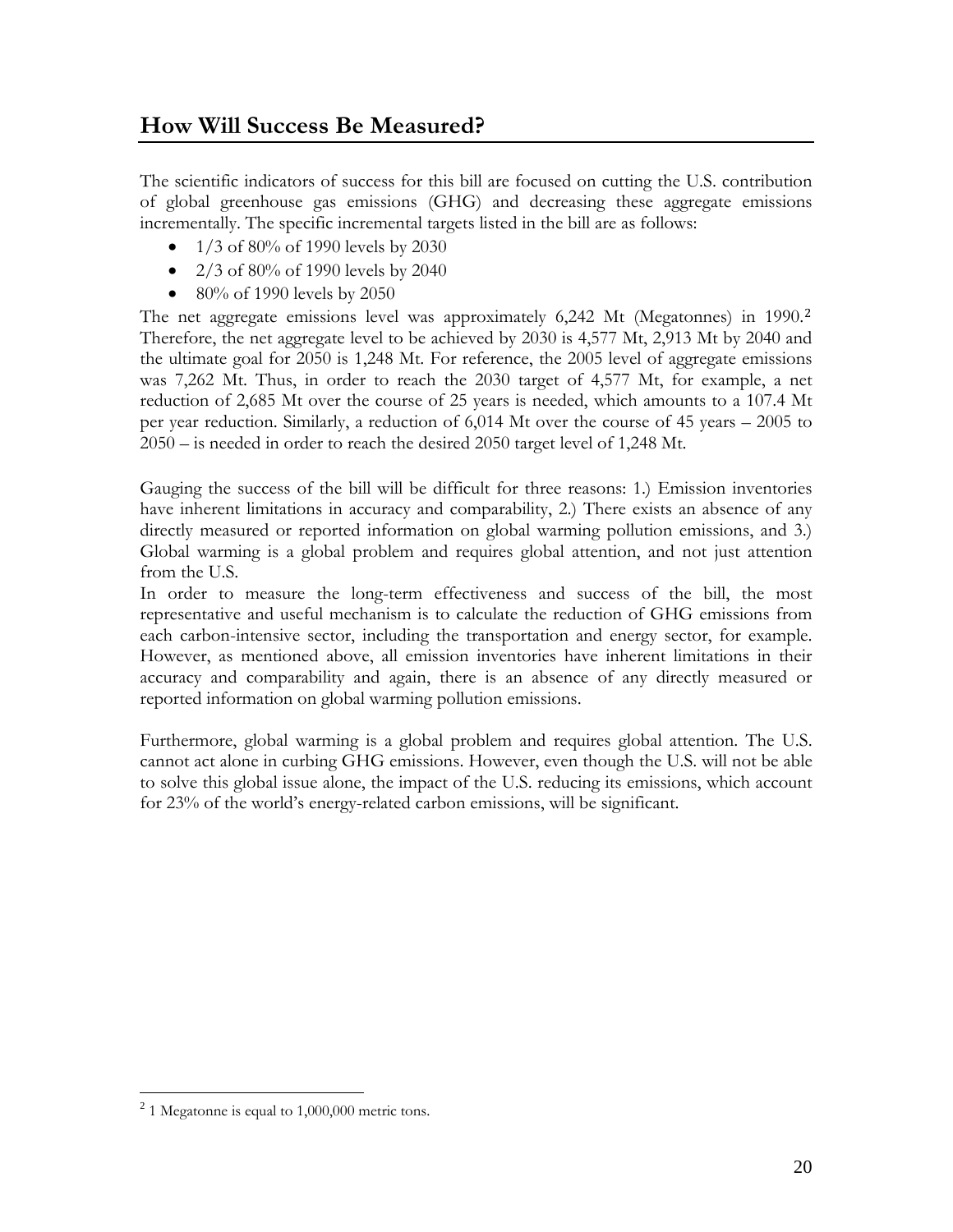## How Will Success Be Measured?

The scientific indicators of success for this bill are focused on cutting the U.S. contribution of global greenhouse gas emissions (GHG) and decreasing these aggregate emissions incrementally. The specific incremental targets listed in the bill are as follows:

- 1/3 of 80% of 1990 levels by 2030
- 2/3 of 80% of 1990 levels by 2040
- 80% of 1990 levels by 2050

The net aggregate emissions level was approximately 6,242 Mt (Megatonnes) in 1990.[2] Therefore, the net aggregate level to be achieved by 2030 is 4,577 Mt, 2,913 Mt by 2040 and the ultimate goal for 2050 is 1,248 Mt. For reference, the 2005 level of aggregate emissions was 7,262 Mt. Thus, in order to reach the 2030 target of 4,577 Mt, for example, a net reduction of 2,685 Mt over the course of 25 years is needed, which amounts to a 107.4 Mt per year reduction. Similarly, a reduction of 6,014 Mt over the course of 45 years – 2005 to 2050 – is needed in order to reach the desired 2050 target level of 1,248 Mt.

Gauging the success of the bill will be difficult for three reasons: 1.) Emission inventories have inherent limitations in accuracy and comparability, 2.) There exists an absence of any directly measured or reported information on global warming pollution emissions, and 3.) Global warming is a global problem and requires global attention, and not just attention from the U.S.

In order to measure the long-term effectiveness and success of the bill, the most representative and useful mechanism is to calculate the reduction of GHG emissions from each carbon-intensive sector, including the transportation and energy sector, for example. However, as mentioned above, all emission inventories have inherent limitations in their accuracy and comparability and again, there is an absence of any directly measured or reported information on global warming pollution emissions.

Furthermore, global warming is a global problem and requires global attention. The U.S. cannot act alone in curbing GHG emissions. However, even though the U.S. will not be able to solve this global issue alone, the impact of the U.S. reducing its emissions, which account for 23% of the world's energy-related carbon emissions, will be significant.

---

[2] 1 Megatonne is equal to 1,000,000 metric tons.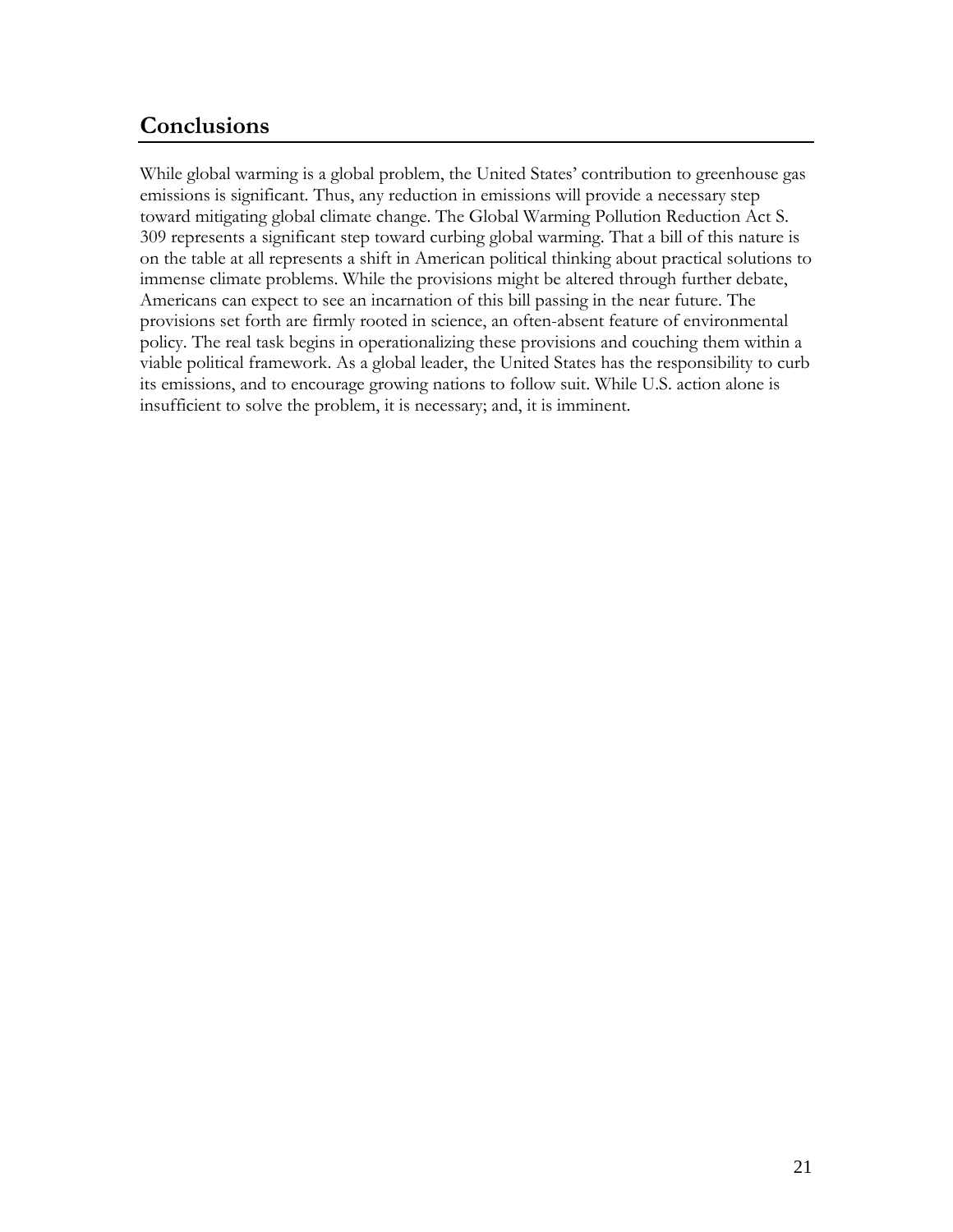## Conclusions

While global warming is a global problem, the United States' contribution to greenhouse gas emissions is significant. Thus, any reduction in emissions will provide a necessary step toward mitigating global climate change. The Global Warming Pollution Reduction Act S. 309 represents a significant step toward curbing global warming. That a bill of this nature is on the table at all represents a shift in American political thinking about practical solutions to immense climate problems. While the provisions might be altered through further debate, Americans can expect to see an incarnation of this bill passing in the near future. The provisions set forth are firmly rooted in science, an often-absent feature of environmental policy. The real task begins in operationalizing these provisions and couching them within a viable political framework. As a global leader, the United States has the responsibility to curb its emissions, and to encourage growing nations to follow suit. While U.S. action alone is insufficient to solve the problem, it is necessary; and, it is imminent.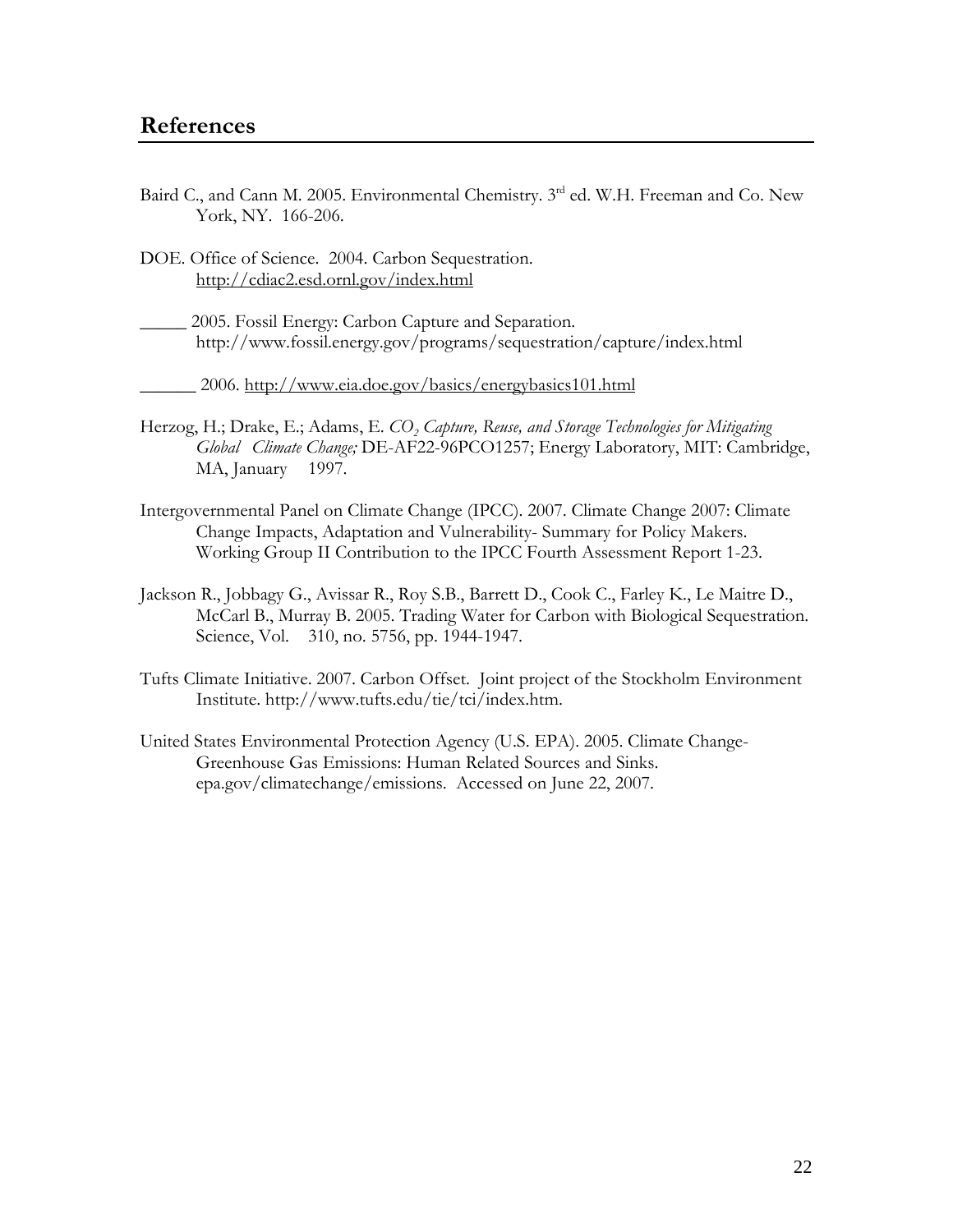## References

Baird C., and Cann M. 2005. Environmental Chemistry. 3rd ed. W.H. Freeman and Co. New York, NY. 166-206.

DOE. Office of Science. 2004. Carbon Sequestration. http://cdiac2.esd.ornl.gov/index.html

_____ 2005. Fossil Energy: Carbon Capture and Separation. http://www.fossil.energy.gov/programs/sequestration/capture/index.html

______ 2006. http://www.eia.doe.gov/basics/energybasics101.html

Herzog, H.; Drake, E.; Adams, E. *$CO_2$ Capture, Reuse, and Storage Technologies for Mitigating Global Climate Change;* DE-AF22-96PCO1257; Energy Laboratory, MIT: Cambridge, MA, January 1997.

Intergovernmental Panel on Climate Change (IPCC). 2007. Climate Change 2007: Climate Change Impacts, Adaptation and Vulnerability- Summary for Policy Makers. Working Group II Contribution to the IPCC Fourth Assessment Report 1-23.

Jackson R., Jobbagy G., Avissar R., Roy S.B., Barrett D., Cook C., Farley K., Le Maitre D., McCarl B., Murray B. 2005. Trading Water for Carbon with Biological Sequestration. Science, Vol. 310, no. 5756, pp. 1944-1947.

Tufts Climate Initiative. 2007. Carbon Offset. Joint project of the Stockholm Environment Institute. http://www.tufts.edu/tie/tci/index.htm.

United States Environmental Protection Agency (U.S. EPA). 2005. Climate Change-Greenhouse Gas Emissions: Human Related Sources and Sinks. epa.gov/climatechange/emissions. Accessed on June 22, 2007.